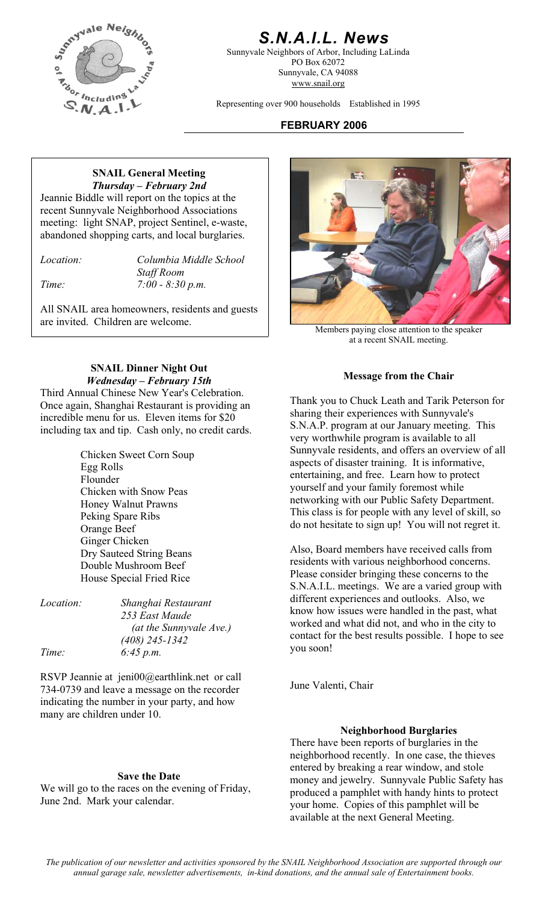# S.N.A.I.L. News

Sunnyvale Neighbors of Arbor, Including LaLinda
PO Box 62072
Sunnyvale, CA 94088
www.snail.org

Representing over 900 households Established in 1995

**FEBRUARY 2006**

### SNAIL General Meeting
***Thursday – February 2nd***

Jeannie Biddle will report on the topics at the recent Sunnyvale Neighborhood Associations meeting: light SNAP, project Sentinel, e-waste, abandoned shopping carts, and local burglaries.

*Location:* *Columbia Middle School Staff Room*
*Time:* *7:00 - 8:30 p.m.*

All SNAIL area homeowners, residents and guests are invited. Children are welcome.

Members paying close attention to the speaker at a recent SNAIL meeting.

### SNAIL Dinner Night Out
***Wednesday – February 15th***

Third Annual Chinese New Year's Celebration. Once again, Shanghai Restaurant is providing an incredible menu for us. Eleven items for $20 including tax and tip. Cash only, no credit cards.

- Chicken Sweet Corn Soup
- Egg Rolls
- Flounder
- Chicken with Snow Peas
- Honey Walnut Prawns
- Peking Spare Ribs
- Orange Beef
- Ginger Chicken
- Dry Sauteed String Beans
- Double Mushroom Beef
- House Special Fried Rice

*Location:* *Shanghai Restaurant*
*253 East Maude*
*(at the Sunnyvale Ave.)*
*(408) 245-1342*
*Time:* *6:45 p.m.*

RSVP Jeannie at jeni00@earthlink.net or call 734-0739 and leave a message on the recorder indicating the number in your party, and how many are children under 10.

### Save the Date

We will go to the races on the evening of Friday, June 2nd. Mark your calendar.

### Message from the Chair

Thank you to Chuck Leath and Tarik Peterson for sharing their experiences with Sunnyvale's S.N.A.P. program at our January meeting. This very worthwhile program is available to all Sunnyvale residents, and offers an overview of all aspects of disaster training. It is informative, entertaining, and free. Learn how to protect yourself and your family foremost while networking with our Public Safety Department. This class is for people with any level of skill, so do not hesitate to sign up! You will not regret it.

Also, Board members have received calls from residents with various neighborhood concerns. Please consider bringing these concerns to the S.N.A.I.L. meetings. We are a varied group with different experiences and outlooks. Also, we know how issues were handled in the past, what worked and what did not, and who in the city to contact for the best results possible. I hope to see you soon!

June Valenti, Chair

### Neighborhood Burglaries

There have been reports of burglaries in the neighborhood recently. In one case, the thieves entered by breaking a rear window, and stole money and jewelry. Sunnyvale Public Safety has produced a pamphlet with handy hints to protect your home. Copies of this pamphlet will be available at the next General Meeting.

*The publication of our newsletter and activities sponsored by the SNAIL Neighborhood Association are supported through our annual garage sale, newsletter advertisements, in-kind donations, and the annual sale of Entertainment books.*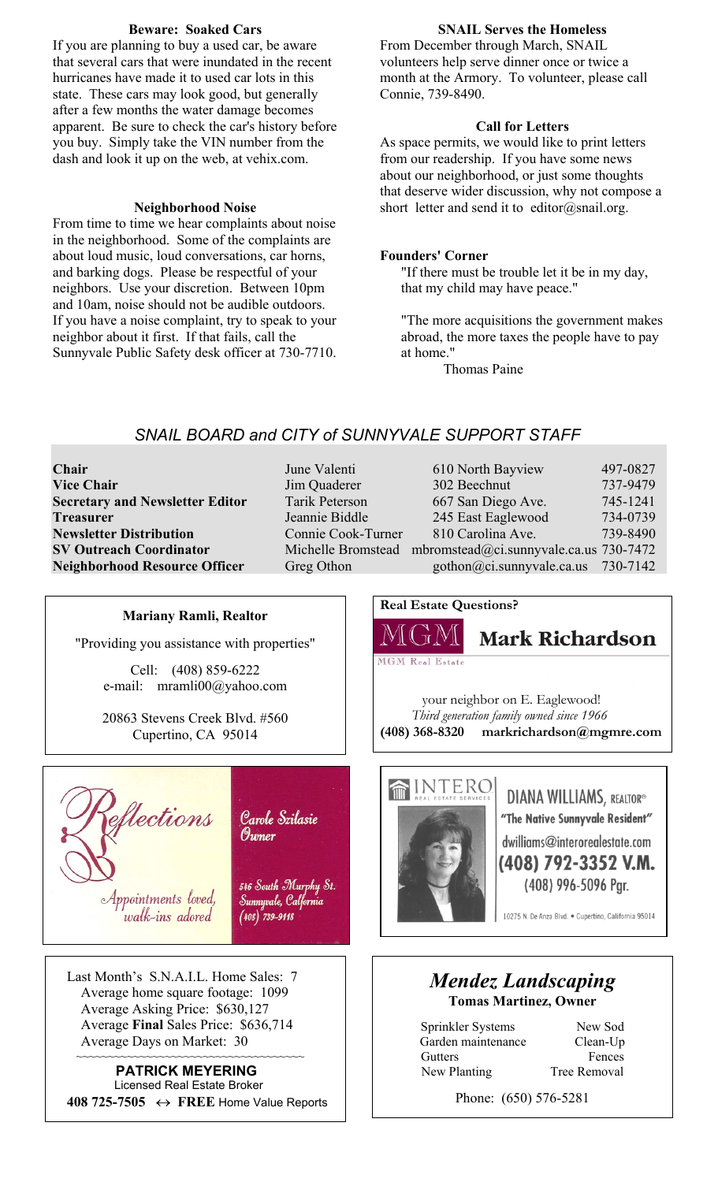### Beware: Soaked Cars

If you are planning to buy a used car, be aware that several cars that were inundated in the recent hurricanes have made it to used car lots in this state. These cars may look good, but generally after a few months the water damage becomes apparent. Be sure to check the car's history before you buy. Simply take the VIN number from the dash and look it up on the web, at vehix.com.

### Neighborhood Noise

From time to time we hear complaints about noise in the neighborhood. Some of the complaints are about loud music, loud conversations, car horns, and barking dogs. Please be respectful of your neighbors. Use your discretion. Between 10pm and 10am, noise should not be audible outdoors. If you have a noise complaint, try to speak to your neighbor about it first. If that fails, call the Sunnyvale Public Safety desk officer at 730-7710.

### SNAIL Serves the Homeless

From December through March, SNAIL volunteers help serve dinner once or twice a month at the Armory. To volunteer, please call Connie, 739-8490.

### Call for Letters

As space permits, we would like to print letters from our readership. If you have some news about our neighborhood, or just some thoughts that deserve wider discussion, why not compose a short letter and send it to editor@snail.org.

### Founders' Corner

"If there must be trouble let it be in my day, that my child may have peace."

"The more acquisitions the government makes abroad, the more taxes the people have to pay at home."

Thomas Paine

## *SNAIL BOARD and CITY of SUNNYVALE SUPPORT STAFF*

| | | | |
|---|---|---|---|
| **Chair** | June Valenti | 610 North Bayview | 497-0827 |
| **Vice Chair** | Jim Quaderer | 302 Beechnut | 737-9479 |
| **Secretary and Newsletter Editor** | Tarik Peterson | 667 San Diego Ave. | 745-1241 |
| **Treasurer** | Jeannie Biddle | 245 East Eaglewood | 734-0739 |
| **Newsletter Distribution** | Connie Cook-Turner | 810 Carolina Ave. | 739-8490 |
| **SV Outreach Coordinator** | Michelle Bromstead | mbromstead@ci.sunnyvale.ca.us | 730-7472 |
| **Neighborhood Resource Officer** | Greg Othon | gothon@ci.sunnyvale.ca.us | 730-7142 |

**Mariany Ramli, Realtor**

"Providing you assistance with properties"

Cell: (408) 859-6222
e-mail: mramli00@yahoo.com

20863 Stevens Creek Blvd. #560
Cupertino, CA 95014

**Real Estate Questions?**

MGM **Mark Richardson**
MGM Real Estate

your neighbor on E. Eaglewood!
*Third generation family owned since 1966*
**(408) 368-8320 markrichardson@mgmre.com**

*Reflections*
*Appointments loved, walk-ins adored*
*Carole Szilasie*
*Owner*
*546 South Murphy St.*
*Sunnyvale, California*
*(408) 739-9118*

INTERO REAL ESTATE SERVICES
DIANA WILLIAMS, REALTOR®
"The Native Sunnyvale Resident"
dwilliams@interorealestate.com
**(408) 792-3352 V.M.**
(408) 996-5096 Pgr.
10275 N. De Anza Blvd. • Cupertino, California 95014

Last Month's S.N.A.I.L. Home Sales: 7
Average home square footage: 1099
Average Asking Price: $630,127
Average **Final** Sales Price: $636,714
Average Days on Market: 30

**PATRICK MEYERING**
Licensed Real Estate Broker
**408 725-7505** ↔ **FREE** Home Value Reports

## *Mendez Landscaping*

**Tomas Martinez, Owner**

| | |
|---|---|
| Sprinkler Systems | New Sod |
| Garden maintenance | Clean-Up |
| Gutters | Fences |
| New Planting | Tree Removal |

Phone: (650) 576-5281